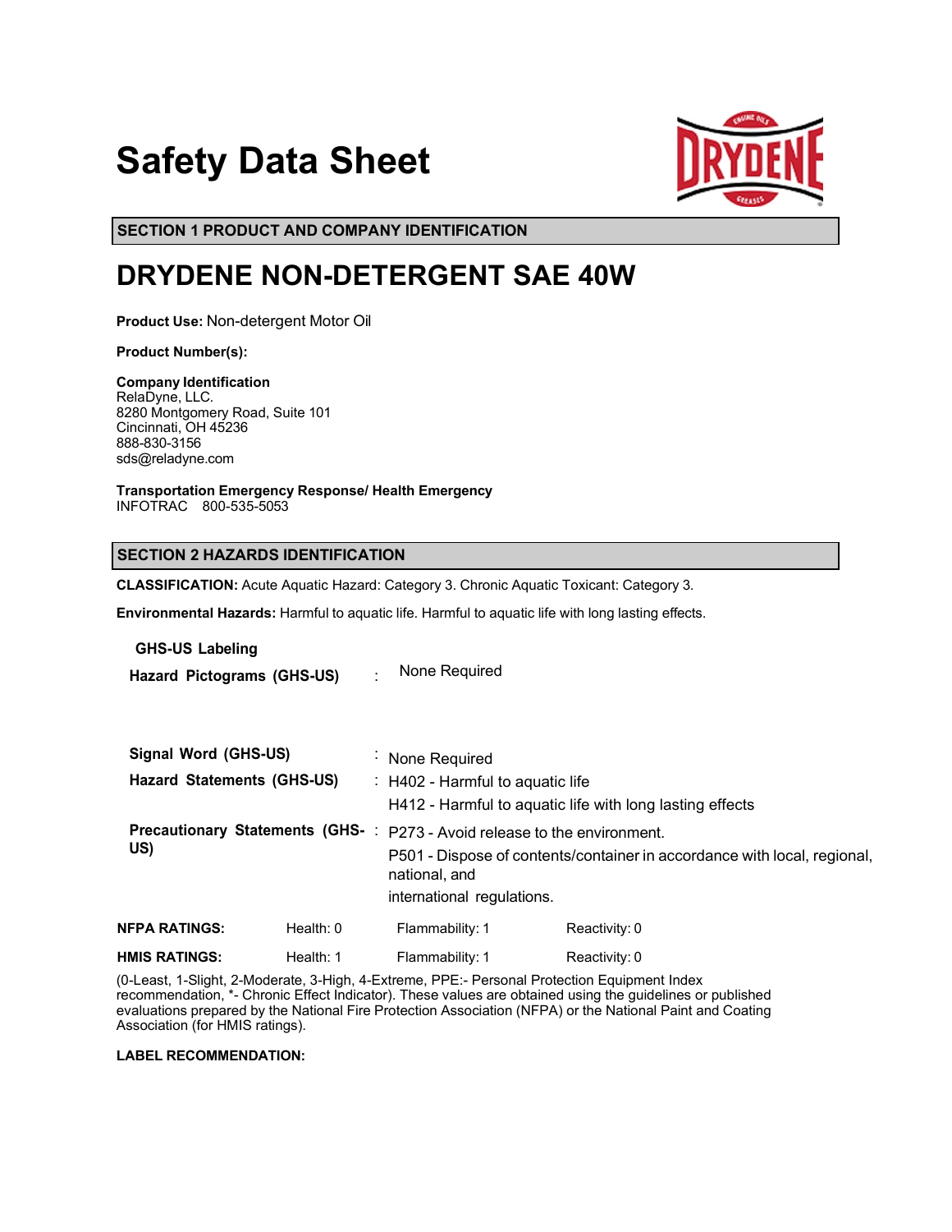# Safety Data Sheet

## SECTION 1 PRODUCT AND COMPANY IDENTIFICATION

# DRYDENE NON-DETERGENT SAE 40W

**Product Use:** Non-detergent Motor Oil

**Product Number(s):**

**Company Identification**
RelaDyne, LLC.
8280 Montgomery Road, Suite 101
Cincinnati, OH 45236
888-830-3156
sds@reladyne.com

**Transportation Emergency Response/ Health Emergency**
INFOTRAC 800-535-5053

## SECTION 2 HAZARDS IDENTIFICATION

**CLASSIFICATION:** Acute Aquatic Hazard: Category 3. Chronic Aquatic Toxicant: Category 3.

**Environmental Hazards:** Harmful to aquatic life. Harmful to aquatic life with long lasting effects.

**GHS-US Labeling**

**Hazard Pictograms (GHS-US)** : None Required

**Signal Word (GHS-US)** : None Required

**Hazard Statements (GHS-US)** : H402 - Harmful to aquatic life
H412 - Harmful to aquatic life with long lasting effects

**Precautionary Statements (GHS-US)** : P273 - Avoid release to the environment.
P501 - Dispose of contents/container in accordance with local, regional, national, and
international regulations.

| | | | |
|---|---|---|---|
| **NFPA RATINGS:** | Health: 0 | Flammability: 1 | Reactivity: 0 |
| **HMIS RATINGS:** | Health: 1 | Flammability: 1 | Reactivity: 0 |

(0-Least, 1-Slight, 2-Moderate, 3-High, 4-Extreme, PPE:- Personal Protection Equipment Index recommendation, *- Chronic Effect Indicator). These values are obtained using the guidelines or published evaluations prepared by the National Fire Protection Association (NFPA) or the National Paint and Coating Association (for HMIS ratings).

**LABEL RECOMMENDATION:**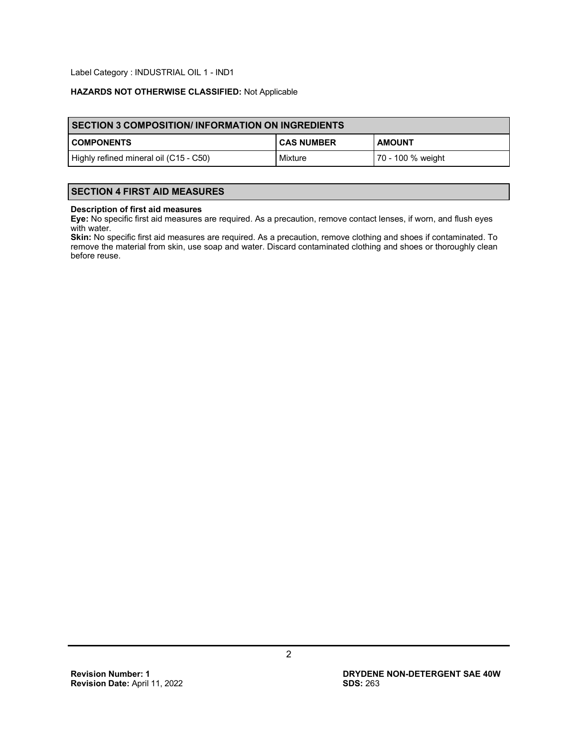Label Category : INDUSTRIAL OIL 1 - IND1

**HAZARDS NOT OTHERWISE CLASSIFIED:** Not Applicable

## SECTION 3 COMPOSITION/ INFORMATION ON INGREDIENTS

| COMPONENTS | CAS NUMBER | AMOUNT |
|---|---|---|
| Highly refined mineral oil (C15 - C50) | Mixture | 70 - 100 % weight |

## SECTION 4 FIRST AID MEASURES

**Description of first aid measures**

**Eye:** No specific first aid measures are required. As a precaution, remove contact lenses, if worn, and flush eyes with water.

**Skin:** No specific first aid measures are required. As a precaution, remove clothing and shoes if contaminated. To remove the material from skin, use soap and water. Discard contaminated clothing and shoes or thoroughly clean before reuse.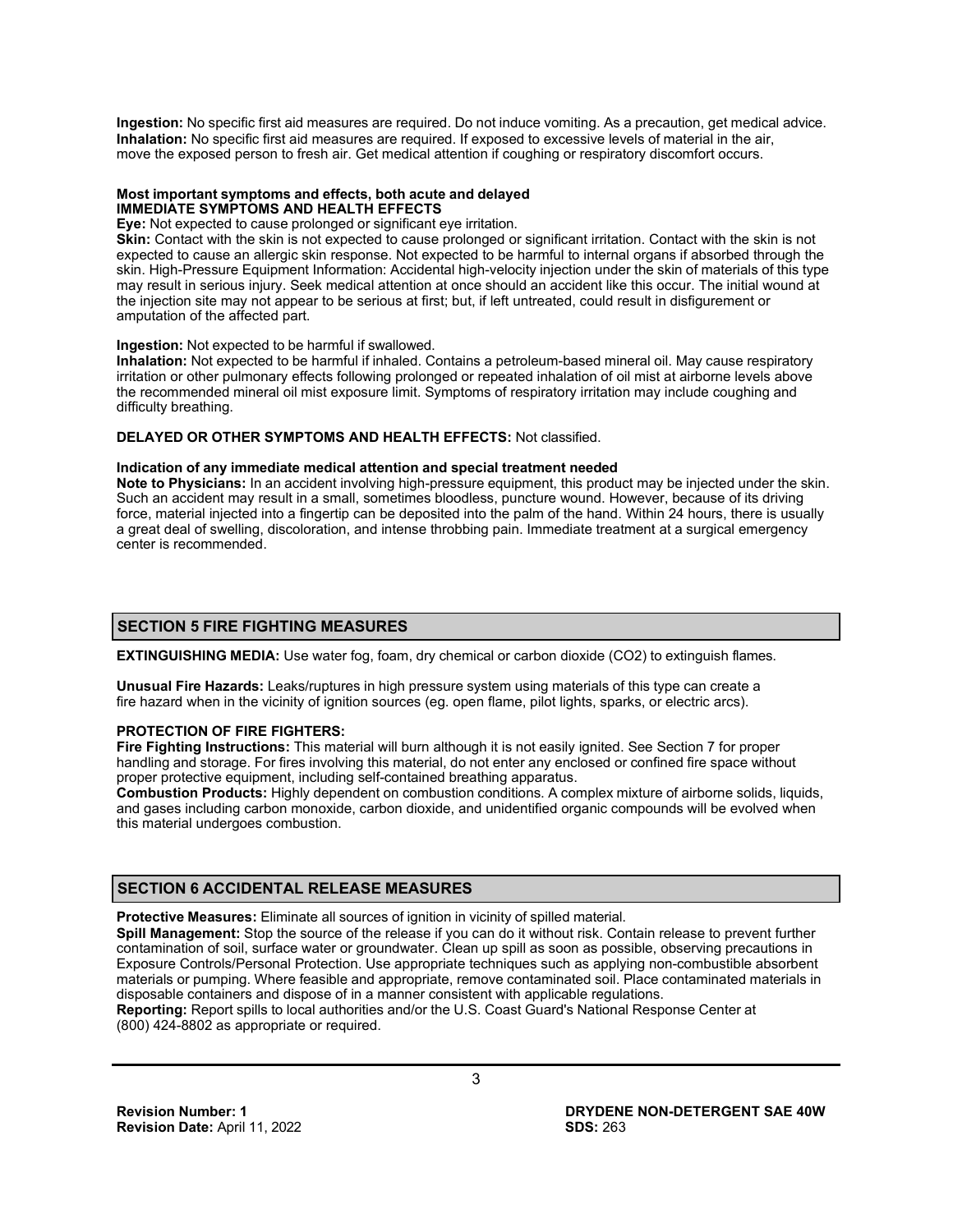**Ingestion:** No specific first aid measures are required. Do not induce vomiting. As a precaution, get medical advice.
**Inhalation:** No specific first aid measures are required. If exposed to excessive levels of material in the air, move the exposed person to fresh air. Get medical attention if coughing or respiratory discomfort occurs.

**Most important symptoms and effects, both acute and delayed**
**IMMEDIATE SYMPTOMS AND HEALTH EFFECTS**
**Eye:** Not expected to cause prolonged or significant eye irritation.
**Skin:** Contact with the skin is not expected to cause prolonged or significant irritation. Contact with the skin is not expected to cause an allergic skin response. Not expected to be harmful to internal organs if absorbed through the skin. High-Pressure Equipment Information: Accidental high-velocity injection under the skin of materials of this type may result in serious injury. Seek medical attention at once should an accident like this occur. The initial wound at the injection site may not appear to be serious at first; but, if left untreated, could result in disfigurement or amputation of the affected part.

**Ingestion:** Not expected to be harmful if swallowed.
**Inhalation:** Not expected to be harmful if inhaled. Contains a petroleum-based mineral oil. May cause respiratory irritation or other pulmonary effects following prolonged or repeated inhalation of oil mist at airborne levels above the recommended mineral oil mist exposure limit. Symptoms of respiratory irritation may include coughing and difficulty breathing.

**DELAYED OR OTHER SYMPTOMS AND HEALTH EFFECTS:** Not classified.

**Indication of any immediate medical attention and special treatment needed**
**Note to Physicians:** In an accident involving high-pressure equipment, this product may be injected under the skin. Such an accident may result in a small, sometimes bloodless, puncture wound. However, because of its driving force, material injected into a fingertip can be deposited into the palm of the hand. Within 24 hours, there is usually a great deal of swelling, discoloration, and intense throbbing pain. Immediate treatment at a surgical emergency center is recommended.

## SECTION 5 FIRE FIGHTING MEASURES

**EXTINGUISHING MEDIA:** Use water fog, foam, dry chemical or carbon dioxide ($CO_2$) to extinguish flames.

**Unusual Fire Hazards:** Leaks/ruptures in high pressure system using materials of this type can create a fire hazard when in the vicinity of ignition sources (eg. open flame, pilot lights, sparks, or electric arcs).

**PROTECTION OF FIRE FIGHTERS:**
**Fire Fighting Instructions:** This material will burn although it is not easily ignited. See Section 7 for proper handling and storage. For fires involving this material, do not enter any enclosed or confined fire space without proper protective equipment, including self-contained breathing apparatus.
**Combustion Products:** Highly dependent on combustion conditions. A complex mixture of airborne solids, liquids, and gases including carbon monoxide, carbon dioxide, and unidentified organic compounds will be evolved when this material undergoes combustion.

## SECTION 6 ACCIDENTAL RELEASE MEASURES

**Protective Measures:** Eliminate all sources of ignition in vicinity of spilled material.
**Spill Management:** Stop the source of the release if you can do it without risk. Contain release to prevent further contamination of soil, surface water or groundwater. Clean up spill as soon as possible, observing precautions in Exposure Controls/Personal Protection. Use appropriate techniques such as applying non-combustible absorbent materials or pumping. Where feasible and appropriate, remove contaminated soil. Place contaminated materials in disposable containers and dispose of in a manner consistent with applicable regulations.
**Reporting:** Report spills to local authorities and/or the U.S. Coast Guard's National Response Center at (800) 424-8802 as appropriate or required.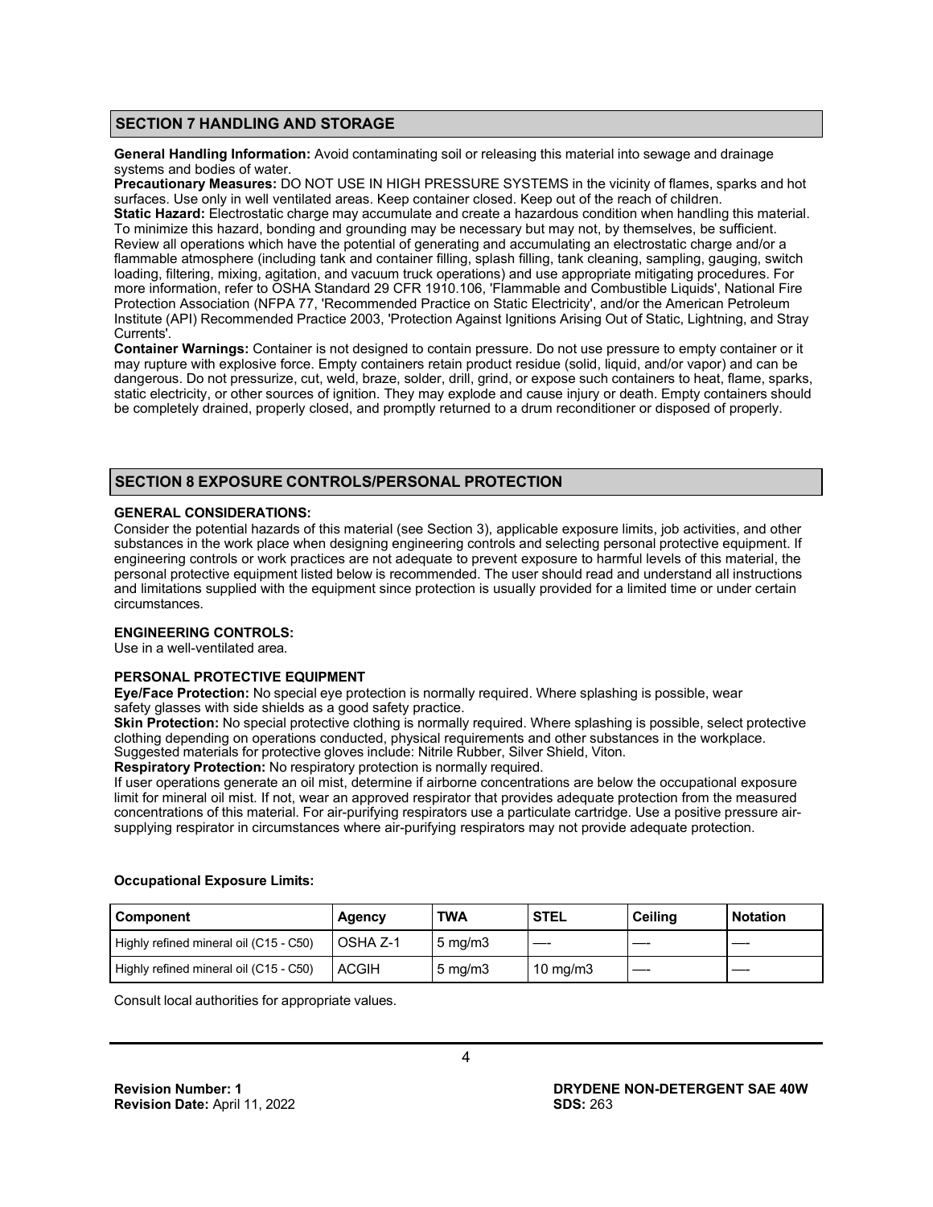## SECTION 7 HANDLING AND STORAGE

**General Handling Information:** Avoid contaminating soil or releasing this material into sewage and drainage systems and bodies of water.

**Precautionary Measures:** DO NOT USE IN HIGH PRESSURE SYSTEMS in the vicinity of flames, sparks and hot surfaces. Use only in well ventilated areas. Keep container closed. Keep out of the reach of children.

**Static Hazard:** Electrostatic charge may accumulate and create a hazardous condition when handling this material. To minimize this hazard, bonding and grounding may be necessary but may not, by themselves, be sufficient. Review all operations which have the potential of generating and accumulating an electrostatic charge and/or a flammable atmosphere (including tank and container filling, splash filling, tank cleaning, sampling, gauging, switch loading, filtering, mixing, agitation, and vacuum truck operations) and use appropriate mitigating procedures. For more information, refer to OSHA Standard 29 CFR 1910.106, 'Flammable and Combustible Liquids', National Fire Protection Association (NFPA 77, 'Recommended Practice on Static Electricity', and/or the American Petroleum Institute (API) Recommended Practice 2003, 'Protection Against Ignitions Arising Out of Static, Lightning, and Stray Currents'.

**Container Warnings:** Container is not designed to contain pressure. Do not use pressure to empty container or it may rupture with explosive force. Empty containers retain product residue (solid, liquid, and/or vapor) and can be dangerous. Do not pressurize, cut, weld, braze, solder, drill, grind, or expose such containers to heat, flame, sparks, static electricity, or other sources of ignition. They may explode and cause injury or death. Empty containers should be completely drained, properly closed, and promptly returned to a drum reconditioner or disposed of properly.

## SECTION 8 EXPOSURE CONTROLS/PERSONAL PROTECTION

### GENERAL CONSIDERATIONS:

Consider the potential hazards of this material (see Section 3), applicable exposure limits, job activities, and other substances in the work place when designing engineering controls and selecting personal protective equipment. If engineering controls or work practices are not adequate to prevent exposure to harmful levels of this material, the personal protective equipment listed below is recommended. The user should read and understand all instructions and limitations supplied with the equipment since protection is usually provided for a limited time or under certain circumstances.

### ENGINEERING CONTROLS:

Use in a well-ventilated area.

### PERSONAL PROTECTIVE EQUIPMENT

**Eye/Face Protection:** No special eye protection is normally required. Where splashing is possible, wear safety glasses with side shields as a good safety practice.

**Skin Protection:** No special protective clothing is normally required. Where splashing is possible, select protective clothing depending on operations conducted, physical requirements and other substances in the workplace. Suggested materials for protective gloves include: Nitrile Rubber, Silver Shield, Viton.

**Respiratory Protection:** No respiratory protection is normally required.

If user operations generate an oil mist, determine if airborne concentrations are below the occupational exposure limit for mineral oil mist. If not, wear an approved respirator that provides adequate protection from the measured concentrations of this material. For air-purifying respirators use a particulate cartridge. Use a positive pressure air-supplying respirator in circumstances where air-purifying respirators may not provide adequate protection.

**Occupational Exposure Limits:**

| Component | Agency | TWA | STEL | Ceiling | Notation |
|---|---|---|---|---|---|
| Highly refined mineral oil (C15 - C50) | OSHA Z-1 | 5 mg/m3 | ---- | ---- | ---- |
| Highly refined mineral oil (C15 - C50) | ACGIH | 5 mg/m3 | 10 mg/m3 | ---- | ---- |

Consult local authorities for appropriate values.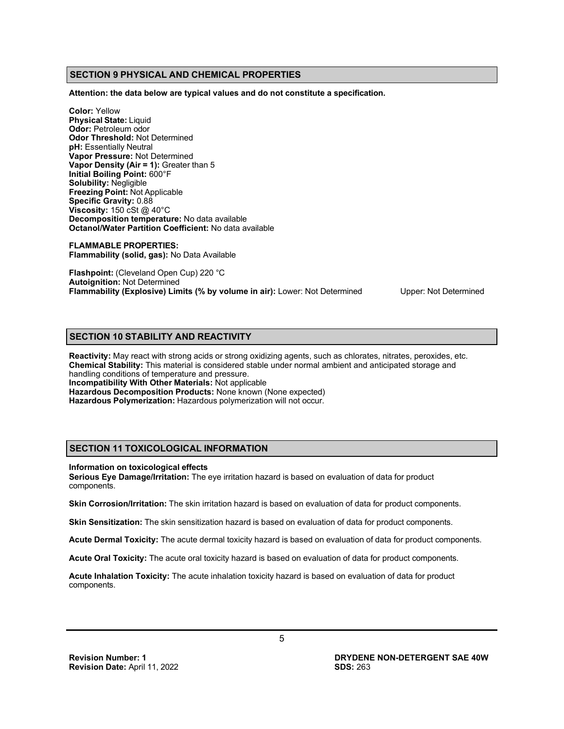## SECTION 9 PHYSICAL AND CHEMICAL PROPERTIES

**Attention: the data below are typical values and do not constitute a specification.**

**Color:** Yellow
**Physical State:** Liquid
**Odor:** Petroleum odor
**Odor Threshold:** Not Determined
**pH:** Essentially Neutral
**Vapor Pressure:** Not Determined
**Vapor Density (Air = 1):** Greater than 5
**Initial Boiling Point:** 600°F
**Solubility:** Negligible
**Freezing Point:** Not Applicable
**Specific Gravity:** 0.88
**Viscosity:** 150 cSt @ 40°C
**Decomposition temperature:** No data available
**Octanol/Water Partition Coefficient:** No data available

**FLAMMABLE PROPERTIES:**
**Flammability (solid, gas):** No Data Available

**Flashpoint:** (Cleveland Open Cup) 220 °C
**Autoignition:** Not Determined
**Flammability (Explosive) Limits (% by volume in air):** Lower: Not Determined Upper: Not Determined

## SECTION 10 STABILITY AND REACTIVITY

**Reactivity:** May react with strong acids or strong oxidizing agents, such as chlorates, nitrates, peroxides, etc.
**Chemical Stability:** This material is considered stable under normal ambient and anticipated storage and handling conditions of temperature and pressure.
**Incompatibility With Other Materials:** Not applicable
**Hazardous Decomposition Products:** None known (None expected)
**Hazardous Polymerization:** Hazardous polymerization will not occur.

## SECTION 11 TOXICOLOGICAL INFORMATION

**Information on toxicological effects**
**Serious Eye Damage/Irritation:** The eye irritation hazard is based on evaluation of data for product components.

**Skin Corrosion/Irritation:** The skin irritation hazard is based on evaluation of data for product components.

**Skin Sensitization:** The skin sensitization hazard is based on evaluation of data for product components.

**Acute Dermal Toxicity:** The acute dermal toxicity hazard is based on evaluation of data for product components.

**Acute Oral Toxicity:** The acute oral toxicity hazard is based on evaluation of data for product components.

**Acute Inhalation Toxicity:** The acute inhalation toxicity hazard is based on evaluation of data for product components.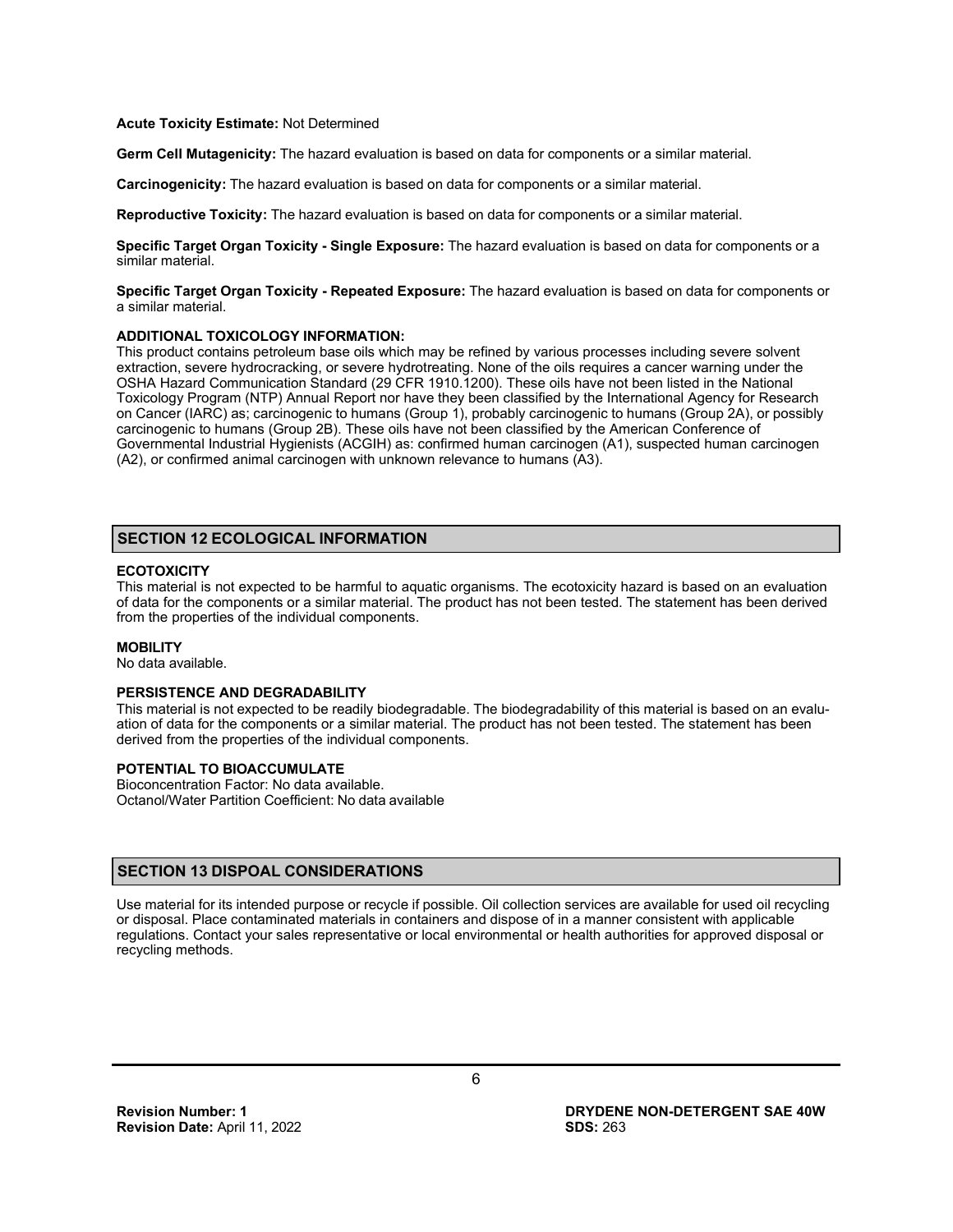**Acute Toxicity Estimate:** Not Determined

**Germ Cell Mutagenicity:** The hazard evaluation is based on data for components or a similar material.

**Carcinogenicity:** The hazard evaluation is based on data for components or a similar material.

**Reproductive Toxicity:** The hazard evaluation is based on data for components or a similar material.

**Specific Target Organ Toxicity - Single Exposure:** The hazard evaluation is based on data for components or a similar material.

**Specific Target Organ Toxicity - Repeated Exposure:** The hazard evaluation is based on data for components or a similar material.

**ADDITIONAL TOXICOLOGY INFORMATION:**
This product contains petroleum base oils which may be refined by various processes including severe solvent extraction, severe hydrocracking, or severe hydrotreating. None of the oils requires a cancer warning under the OSHA Hazard Communication Standard (29 CFR 1910.1200). These oils have not been listed in the National Toxicology Program (NTP) Annual Report nor have they been classified by the International Agency for Research on Cancer (IARC) as; carcinogenic to humans (Group 1), probably carcinogenic to humans (Group 2A), or possibly carcinogenic to humans (Group 2B). These oils have not been classified by the American Conference of Governmental Industrial Hygienists (ACGIH) as: confirmed human carcinogen (A1), suspected human carcinogen (A2), or confirmed animal carcinogen with unknown relevance to humans (A3).

## SECTION 12 ECOLOGICAL INFORMATION

**ECOTOXICITY**
This material is not expected to be harmful to aquatic organisms. The ecotoxicity hazard is based on an evaluation of data for the components or a similar material. The product has not been tested. The statement has been derived from the properties of the individual components.

**MOBILITY**
No data available.

**PERSISTENCE AND DEGRADABILITY**
This material is not expected to be readily biodegradable. The biodegradability of this material is based on an evaluation of data for the components or a similar material. The product has not been tested. The statement has been derived from the properties of the individual components.

**POTENTIAL TO BIOACCUMULATE**
Bioconcentration Factor: No data available.
Octanol/Water Partition Coefficient: No data available

## SECTION 13 DISPOAL CONSIDERATIONS

Use material for its intended purpose or recycle if possible. Oil collection services are available for used oil recycling or disposal. Place contaminated materials in containers and dispose of in a manner consistent with applicable regulations. Contact your sales representative or local environmental or health authorities for approved disposal or recycling methods.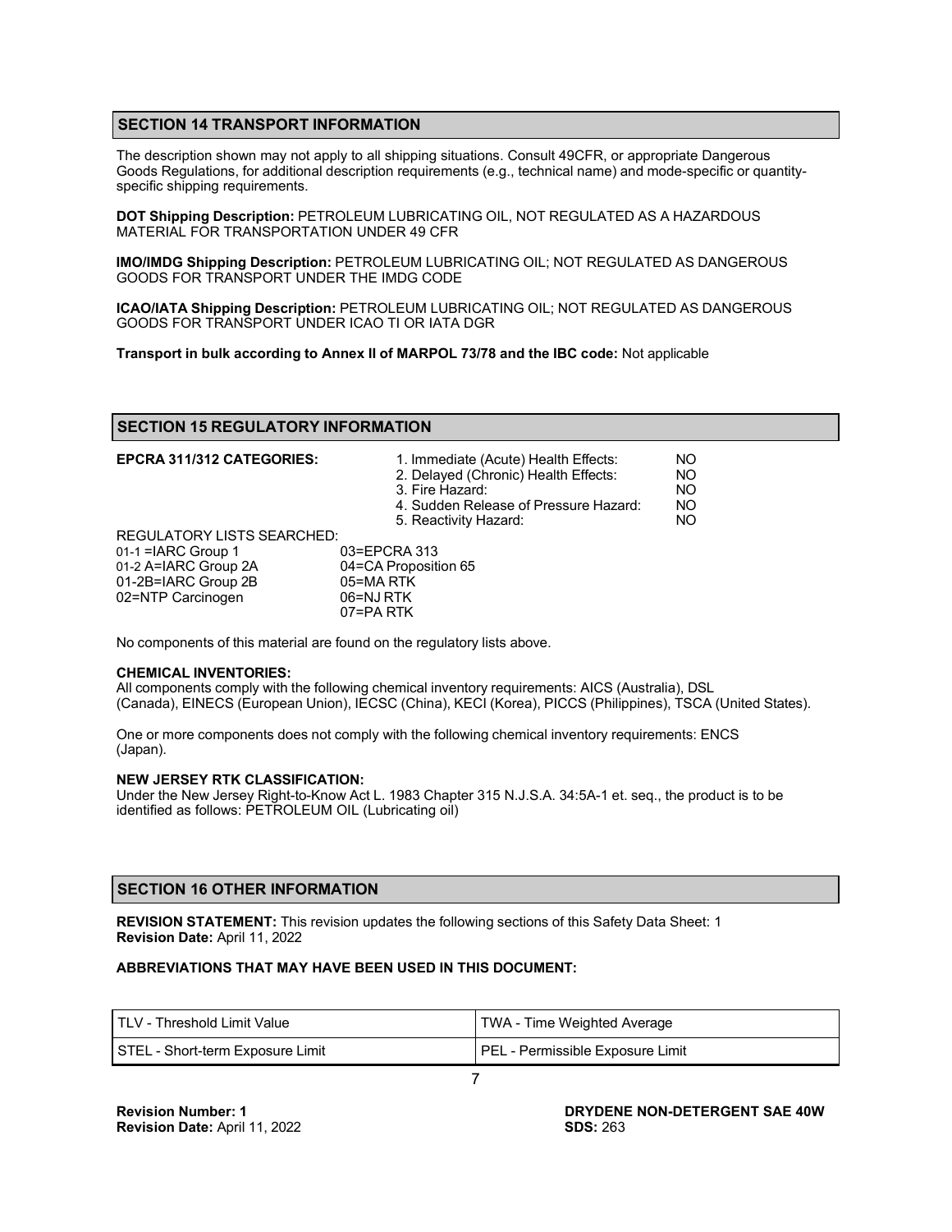## SECTION 14 TRANSPORT INFORMATION

The description shown may not apply to all shipping situations. Consult 49CFR, or appropriate Dangerous Goods Regulations, for additional description requirements (e.g., technical name) and mode-specific or quantity-specific shipping requirements.

**DOT Shipping Description:** PETROLEUM LUBRICATING OIL, NOT REGULATED AS A HAZARDOUS MATERIAL FOR TRANSPORTATION UNDER 49 CFR

**IMO/IMDG Shipping Description:** PETROLEUM LUBRICATING OIL; NOT REGULATED AS DANGEROUS GOODS FOR TRANSPORT UNDER THE IMDG CODE

**ICAO/IATA Shipping Description:** PETROLEUM LUBRICATING OIL; NOT REGULATED AS DANGEROUS GOODS FOR TRANSPORT UNDER ICAO TI OR IATA DGR

**Transport in bulk according to Annex II of MARPOL 73/78 and the IBC code:** Not applicable

## SECTION 15 REGULATORY INFORMATION

**EPCRA 311/312 CATEGORIES:**

| | |
|---|---|
| 1. Immediate (Acute) Health Effects: | NO |
| 2. Delayed (Chronic) Health Effects: | NO |
| 3. Fire Hazard: | NO |
| 4. Sudden Release of Pressure Hazard: | NO |
| 5. Reactivity Hazard: | NO |

REGULATORY LISTS SEARCHED:

| | |
|---|---|
| 01-1 =IARC Group 1 | 03=EPCRA 313 |
| 01-2 A=IARC Group 2A | 04=CA Proposition 65 |
| 01-2B=IARC Group 2B | 05=MA RTK |
| 02=NTP Carcinogen | 06=NJ RTK |
| | 07=PA RTK |

No components of this material are found on the regulatory lists above.

**CHEMICAL INVENTORIES:**
All components comply with the following chemical inventory requirements: AICS (Australia), DSL (Canada), EINECS (European Union), IECSC (China), KECI (Korea), PICCS (Philippines), TSCA (United States).

One or more components does not comply with the following chemical inventory requirements: ENCS (Japan).

**NEW JERSEY RTK CLASSIFICATION:**
Under the New Jersey Right-to-Know Act L. 1983 Chapter 315 N.J.S.A. 34:5A-1 et. seq., the product is to be identified as follows: PETROLEUM OIL (Lubricating oil)

## SECTION 16 OTHER INFORMATION

**REVISION STATEMENT:** This revision updates the following sections of this Safety Data Sheet: 1
**Revision Date:** April 11, 2022

**ABBREVIATIONS THAT MAY HAVE BEEN USED IN THIS DOCUMENT:**

| | |
|---|---|
| TLV - Threshold Limit Value | TWA - Time Weighted Average |
| STEL - Short-term Exposure Limit | PEL - Permissible Exposure Limit |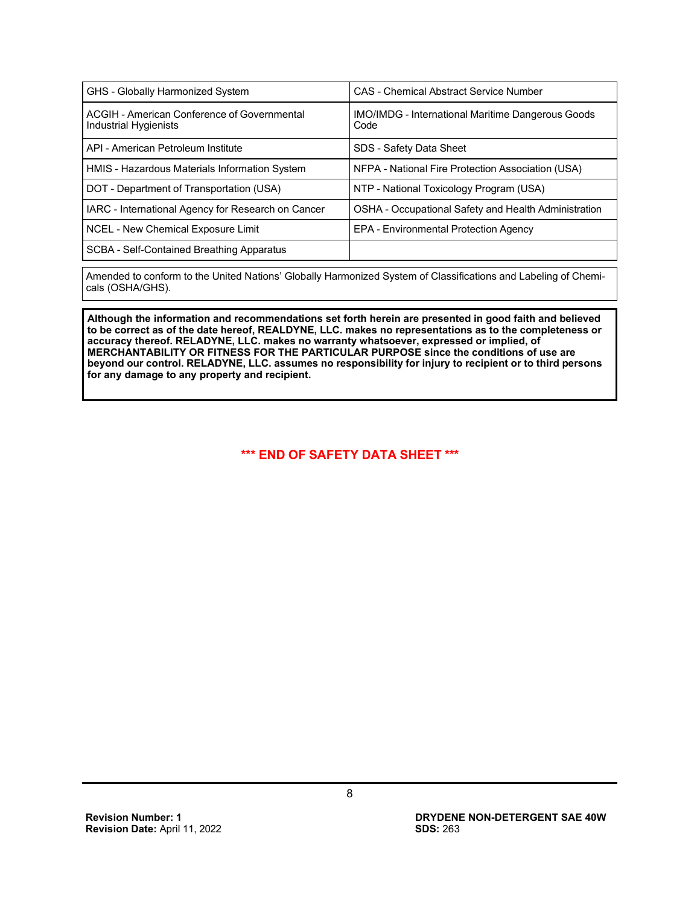| | |
|---|---|
| GHS - Globally Harmonized System | CAS - Chemical Abstract Service Number |
| ACGIH - American Conference of Governmental Industrial Hygienists | IMO/IMDG - International Maritime Dangerous Goods Code |
| API - American Petroleum Institute | SDS - Safety Data Sheet |
| HMIS - Hazardous Materials Information System | NFPA - National Fire Protection Association (USA) |
| DOT - Department of Transportation (USA) | NTP - National Toxicology Program (USA) |
| IARC - International Agency for Research on Cancer | OSHA - Occupational Safety and Health Administration |
| NCEL - New Chemical Exposure Limit | EPA - Environmental Protection Agency |
| SCBA - Self-Contained Breathing Apparatus | |

Amended to conform to the United Nations' Globally Harmonized System of Classifications and Labeling of Chemicals (OSHA/GHS).

**Although the information and recommendations set forth herein are presented in good faith and believed to be correct as of the date hereof, REALDYNE, LLC. makes no representations as to the completeness or accuracy thereof. RELADYNE, LLC. makes no warranty whatsoever, expressed or implied, of MERCHANTABILITY OR FITNESS FOR THE PARTICULAR PURPOSE since the conditions of use are beyond our control. RELADYNE, LLC. assumes no responsibility for injury to recipient or to third persons for any damage to any property and recipient.**

**\*\*\* END OF SAFETY DATA SHEET \*\*\***

**Revision Number: 1**
**Revision Date:** April 11, 2022

**DRYDENE NON-DETERGENT SAE 40W**
**SDS:** 263